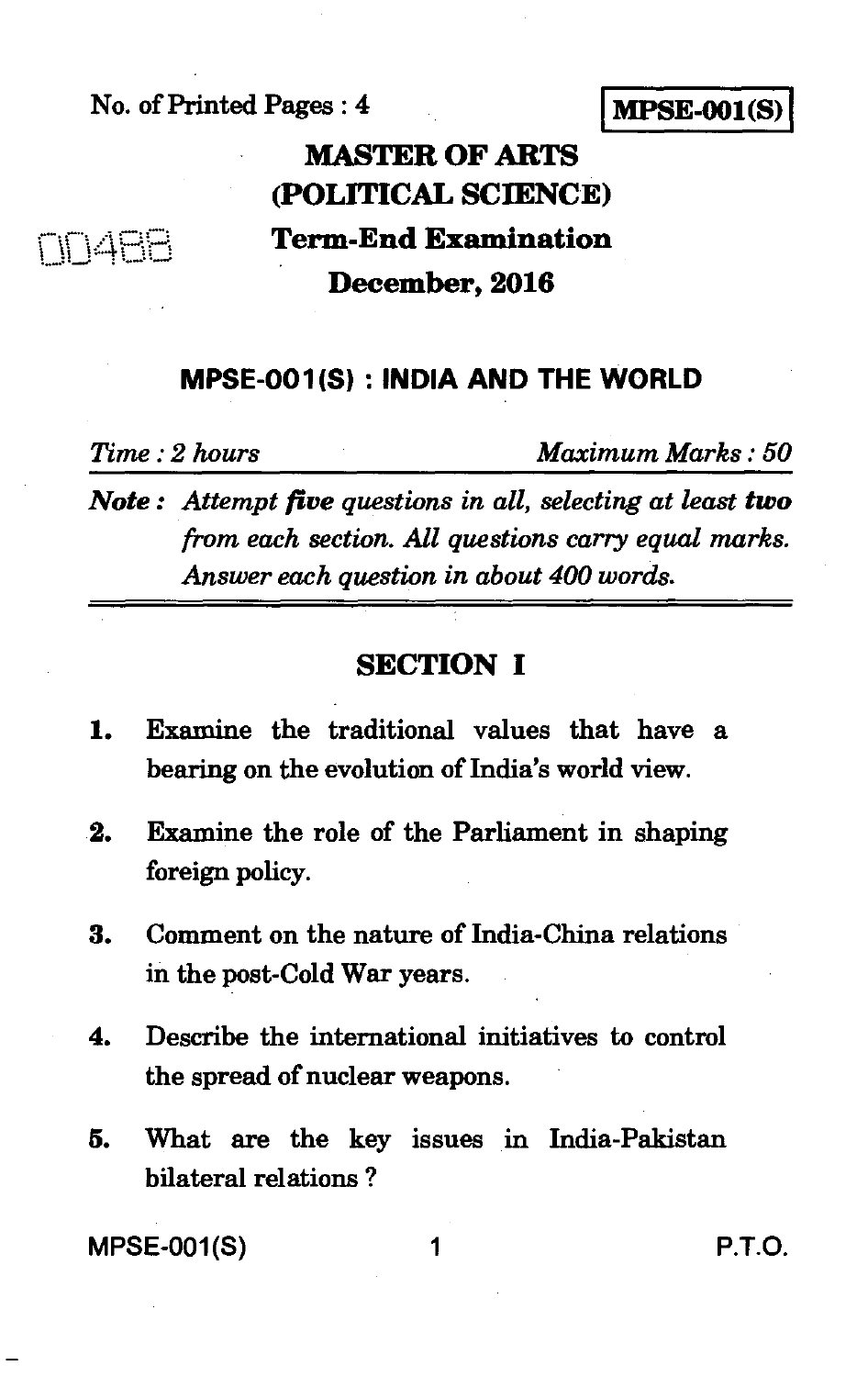No. of Printed Pages : 4

**MPSE-001(S)**

00488

# MASTER OF ARTS (POLITICAL SCIENCE)

## Term-End Examination

## December, 2016

## MPSE-001(S) : INDIA AND THE WORLD

*Time : 2 hours* *Maximum Marks : 50*

***Note :*** *Attempt **five** questions in all, selecting at least **two** from each section. All questions carry equal marks. Answer each question in about 400 words.*

## SECTION I

1. Examine the traditional values that have a bearing on the evolution of India's world view.

2. Examine the role of the Parliament in shaping foreign policy.

3. Comment on the nature of India-China relations in the post-Cold War years.

4. Describe the international initiatives to control the spread of nuclear weapons.

5. What are the key issues in India-Pakistan bilateral relations ?

P.T.O.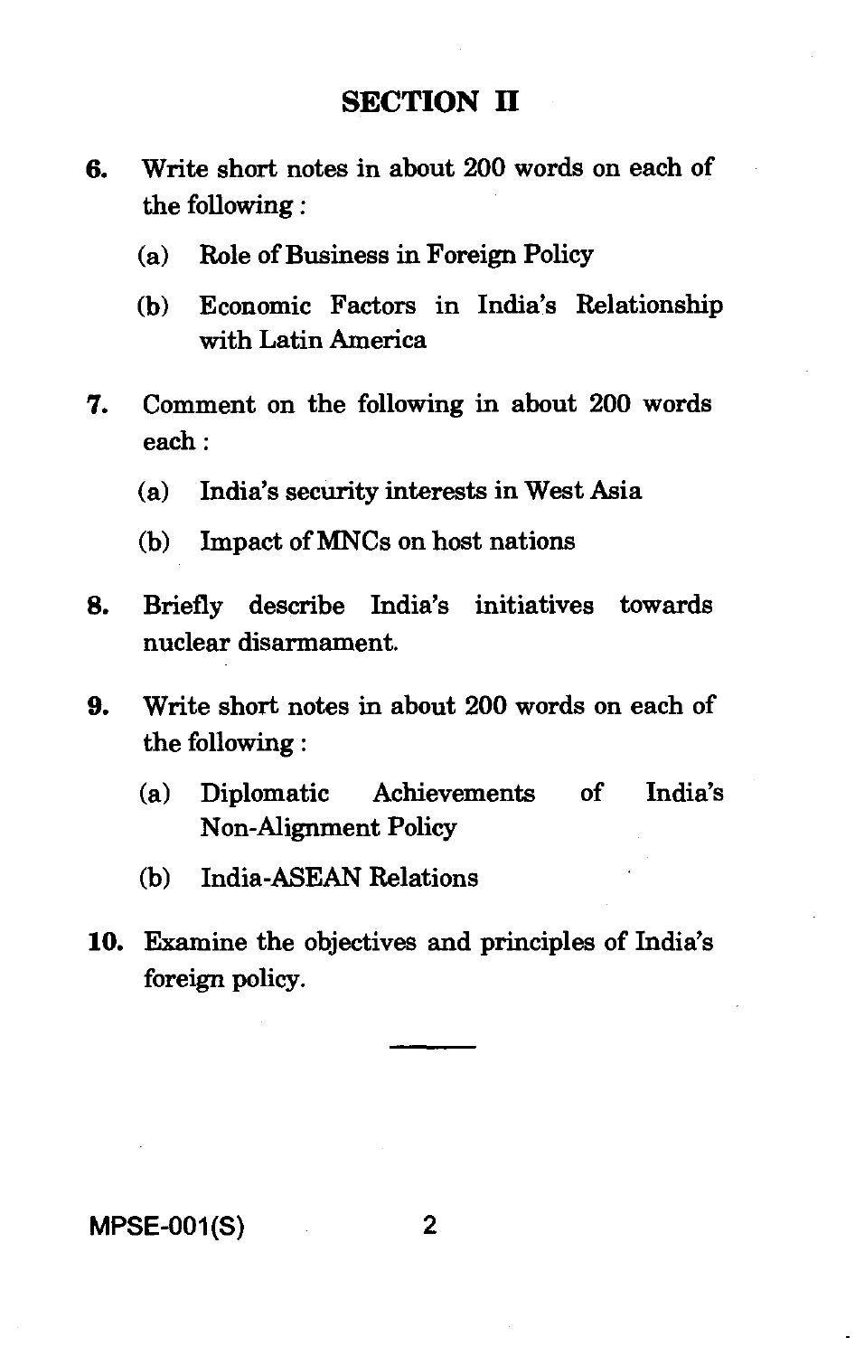## SECTION II

6. Write short notes in about 200 words on each of the following :

   (a) Role of Business in Foreign Policy

   (b) Economic Factors in India's Relationship with Latin America

7. Comment on the following in about 200 words each :

   (a) India's security interests in West Asia

   (b) Impact of MNCs on host nations

8. Briefly describe India's initiatives towards nuclear disarmament.

9. Write short notes in about 200 words on each of the following :

   (a) Diplomatic Achievements of India's Non-Alignment Policy

   (b) India-ASEAN Relations

10. Examine the objectives and principles of India's foreign policy.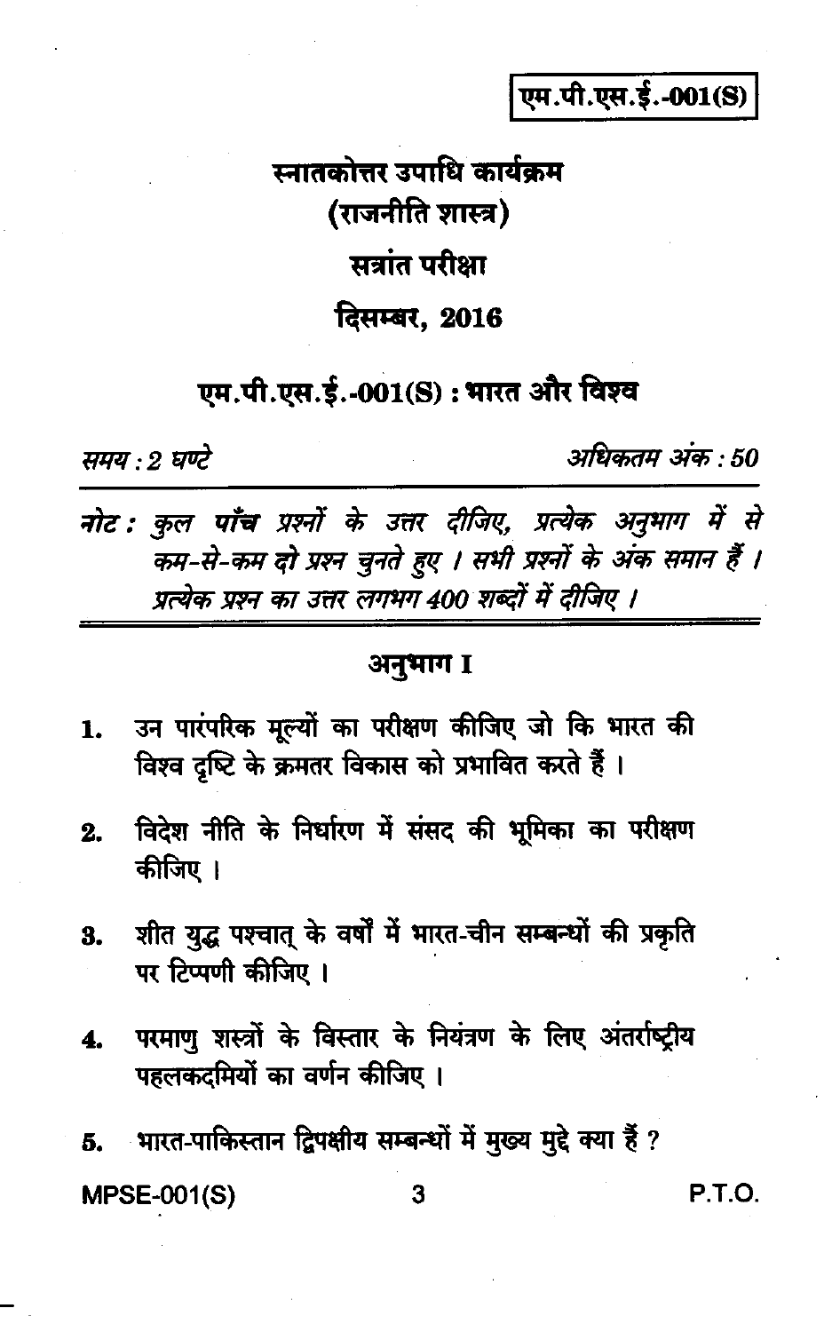एम.पी.एस.ई.-001(S)

# स्नातकोत्तर उपाधि कार्यक्रम
## (राजनीति शास्त्र)
## सत्रांत परीक्षा
## दिसम्बर, 2016

## एम.पी.एस.ई.-001(S) : भारत और विश्व

*समय : 2 घण्टे* | *अधिकतम अंक : 50*

*नोट : कुल पाँच प्रश्नों के उत्तर दीजिए, प्रत्येक अनुभाग में से कम-से-कम दो प्रश्न चुनते हुए । सभी प्रश्नों के अंक समान हैं । प्रत्येक प्रश्न का उत्तर लगभग 400 शब्दों में दीजिए ।*

### अनुभाग I

1. उन पारंपरिक मूल्यों का परीक्षण कीजिए जो कि भारत की विश्व दृष्टि के क्रमतर विकास को प्रभावित करते हैं ।

2. विदेश नीति के निर्धारण में संसद की भूमिका का परीक्षण कीजिए ।

3. शीत युद्ध पश्चात् के वर्षों में भारत-चीन सम्बन्धों की प्रकृति पर टिप्पणी कीजिए ।

4. परमाणु शस्त्रों के विस्तार के नियंत्रण के लिए अंतर्राष्ट्रीय पहलकदमियों का वर्णन कीजिए ।

5. भारत-पाकिस्तान द्विपक्षीय सम्बन्धों में मुख्य मुद्दे क्या हैं ?

P.T.O.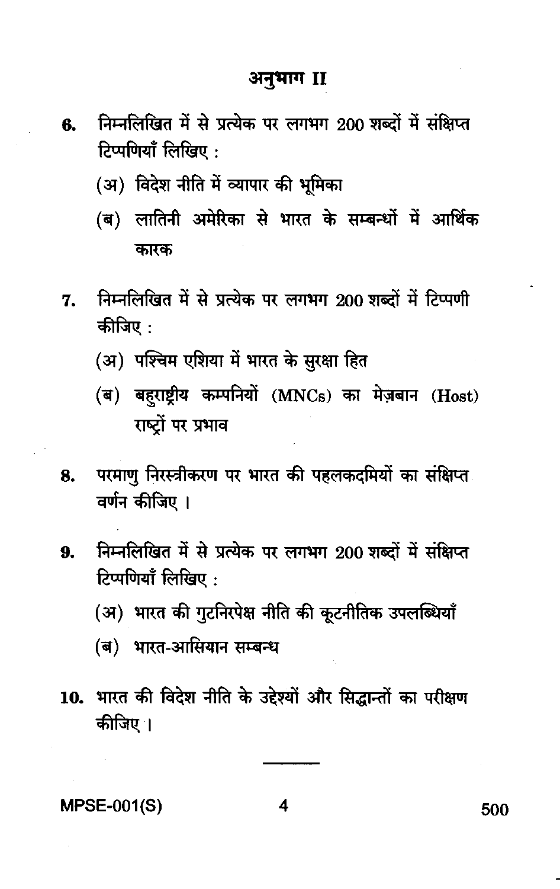## अनुभाग II

6. निम्नलिखित में से प्रत्येक पर लगभग 200 शब्दों में संक्षिप्त टिप्पणियाँ लिखिए :

   (अ) विदेश नीति में व्यापार की भूमिका

   (ब) लातिनी अमेरिका से भारत के सम्बन्धों में आर्थिक कारक

7. निम्नलिखित में से प्रत्येक पर लगभग 200 शब्दों में टिप्पणी कीजिए :

   (अ) पश्चिम एशिया में भारत के सुरक्षा हित

   (ब) बहुराष्ट्रीय कम्पनियों (MNCs) का मेज़बान (Host) राष्ट्रों पर प्रभाव

8. परमाणु निरस्त्रीकरण पर भारत की पहलकदमियों का संक्षिप्त वर्णन कीजिए ।

9. निम्नलिखित में से प्रत्येक पर लगभग 200 शब्दों में संक्षिप्त टिप्पणियाँ लिखिए :

   (अ) भारत की गुटनिरपेक्ष नीति की कूटनीतिक उपलब्धियाँ

   (ब) भारत-आसियान सम्बन्ध

10. भारत की विदेश नीति के उद्देश्यों और सिद्धान्तों का परीक्षण कीजिए ।